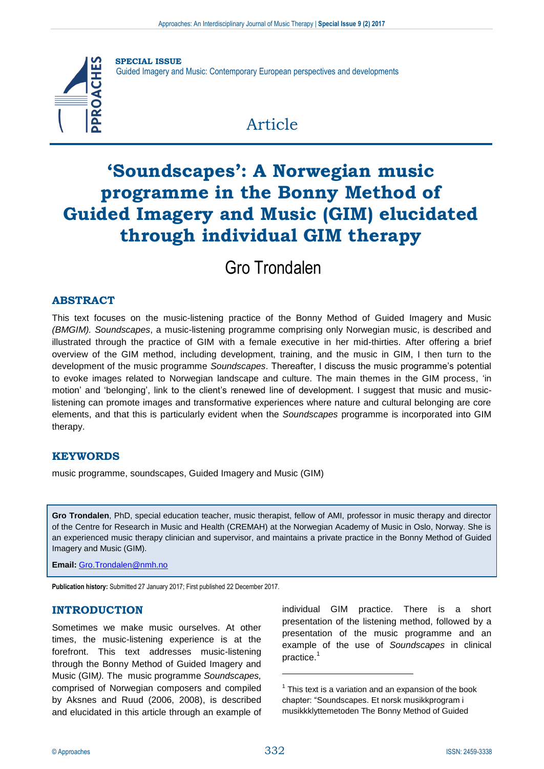**SPECIAL ISSUE**
Guided Imagery and Music: Contemporary European perspectives and developments

Article

# 'Soundscapes': A Norwegian music programme in the Bonny Method of Guided Imagery and Music (GIM) elucidated through individual GIM therapy

Gro Trondalen

## ABSTRACT

This text focuses on the music-listening practice of the Bonny Method of Guided Imagery and Music *(BMGIM). Soundscapes*, a music-listening programme comprising only Norwegian music, is described and illustrated through the practice of GIM with a female executive in her mid-thirties. After offering a brief overview of the GIM method, including development, training, and the music in GIM, I then turn to the development of the music programme *Soundscapes*. Thereafter, I discuss the music programme's potential to evoke images related to Norwegian landscape and culture. The main themes in the GIM process, 'in motion' and 'belonging', link to the client's renewed line of development. I suggest that music and music-listening can promote images and transformative experiences where nature and cultural belonging are core elements, and that this is particularly evident when the *Soundscapes* programme is incorporated into GIM therapy.

## KEYWORDS

music programme, soundscapes, Guided Imagery and Music (GIM)

**Gro Trondalen**, PhD, special education teacher, music therapist, fellow of AMI, professor in music therapy and director of the Centre for Research in Music and Health (CREMAH) at the Norwegian Academy of Music in Oslo, Norway. She is an experienced music therapy clinician and supervisor, and maintains a private practice in the Bonny Method of Guided Imagery and Music (GIM).

**Email:** Gro.Trondalen@nmh.no

**Publication history:** Submitted 27 January 2017; First published 22 December 2017.

## INTRODUCTION

Sometimes we make music ourselves. At other times, the music-listening experience is at the forefront. This text addresses music-listening through the Bonny Method of Guided Imagery and Music (GIM*).* The music programme *Soundscapes,* comprised of Norwegian composers and compiled by Aksnes and Ruud (2006, 2008), is described and elucidated in this article through an example of individual GIM practice. There is a short presentation of the listening method, followed by a presentation of the music programme and an example of the use of *Soundscapes* in clinical practice.[1]

[1] This text is a variation and an expansion of the book chapter: "Soundscapes. Et norsk musikkprogram i musikkklyttemetoden The Bonny Method of Guided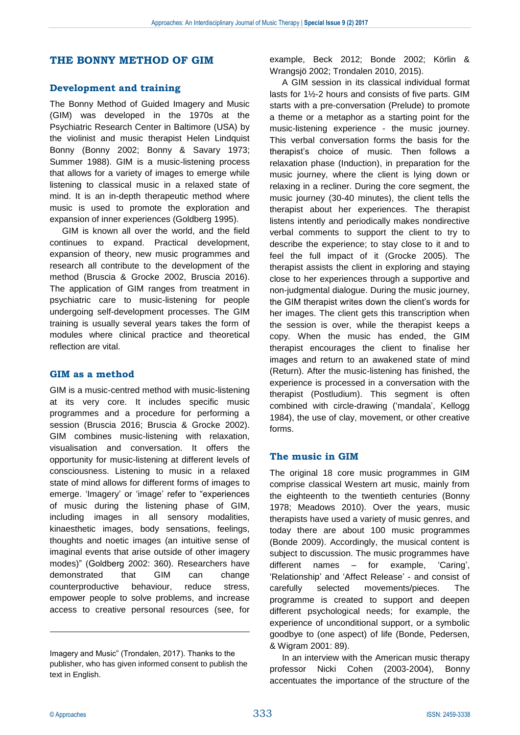## THE BONNY METHOD OF GIM

### Development and training

The Bonny Method of Guided Imagery and Music (GIM) was developed in the 1970s at the Psychiatric Research Center in Baltimore (USA) by the violinist and music therapist Helen Lindquist Bonny (Bonny 2002; Bonny & Savary 1973; Summer 1988). GIM is a music-listening process that allows for a variety of images to emerge while listening to classical music in a relaxed state of mind. It is an in-depth therapeutic method where music is used to promote the exploration and expansion of inner experiences (Goldberg 1995).

GIM is known all over the world, and the field continues to expand. Practical development, expansion of theory, new music programmes and research all contribute to the development of the method (Bruscia & Grocke 2002, Bruscia 2016). The application of GIM ranges from treatment in psychiatric care to music-listening for people undergoing self-development processes. The GIM training is usually several years takes the form of modules where clinical practice and theoretical reflection are vital.

### GIM as a method

GIM is a music-centred method with music-listening at its very core. It includes specific music programmes and a procedure for performing a session (Bruscia 2016; Bruscia & Grocke 2002). GIM combines music-listening with relaxation, visualisation and conversation. It offers the opportunity for music-listening at different levels of consciousness. Listening to music in a relaxed state of mind allows for different forms of images to emerge. 'Imagery' or 'image' refer to "experiences of music during the listening phase of GIM, including images in all sensory modalities, kinaesthetic images, body sensations, feelings, thoughts and noetic images (an intuitive sense of imaginal events that arise outside of other imagery modes)" (Goldberg 2002: 360). Researchers have demonstrated that GIM can change counterproductive behaviour, reduce stress, empower people to solve problems, and increase access to creative personal resources (see, for example, Beck 2012; Bonde 2002; Körlin & Wrangsjö 2002; Trondalen 2010, 2015).

A GIM session in its classical individual format lasts for 1½-2 hours and consists of five parts. GIM starts with a pre-conversation (Prelude) to promote a theme or a metaphor as a starting point for the music-listening experience - the music journey. This verbal conversation forms the basis for the therapist's choice of music. Then follows a relaxation phase (Induction), in preparation for the music journey, where the client is lying down or relaxing in a recliner. During the core segment, the music journey (30-40 minutes), the client tells the therapist about her experiences. The therapist listens intently and periodically makes nondirective verbal comments to support the client to try to describe the experience; to stay close to it and to feel the full impact of it (Grocke 2005). The therapist assists the client in exploring and staying close to her experiences through a supportive and non-judgmental dialogue. During the music journey, the GIM therapist writes down the client's words for her images. The client gets this transcription when the session is over, while the therapist keeps a copy. When the music has ended, the GIM therapist encourages the client to finalise her images and return to an awakened state of mind (Return). After the music-listening has finished, the experience is processed in a conversation with the therapist (Postludium). This segment is often combined with circle-drawing ('mandala', Kellogg 1984), the use of clay, movement, or other creative forms.

### The music in GIM

The original 18 core music programmes in GIM comprise classical Western art music, mainly from the eighteenth to the twentieth centuries (Bonny 1978; Meadows 2010). Over the years, music therapists have used a variety of music genres, and today there are about 100 music programmes (Bonde 2009). Accordingly, the musical content is subject to discussion. The music programmes have different names – for example, 'Caring', 'Relationship' and 'Affect Release' - and consist of carefully selected movements/pieces. The programme is created to support and deepen different psychological needs; for example, the experience of unconditional support, or a symbolic goodbye to (one aspect) of life (Bonde, Pedersen, & Wigram 2001: 89).

In an interview with the American music therapy professor Nicki Cohen (2003-2004), Bonny accentuates the importance of the structure of the

---

Imagery and Music" (Trondalen, 2017). Thanks to the publisher, who has given informed consent to publish the text in English.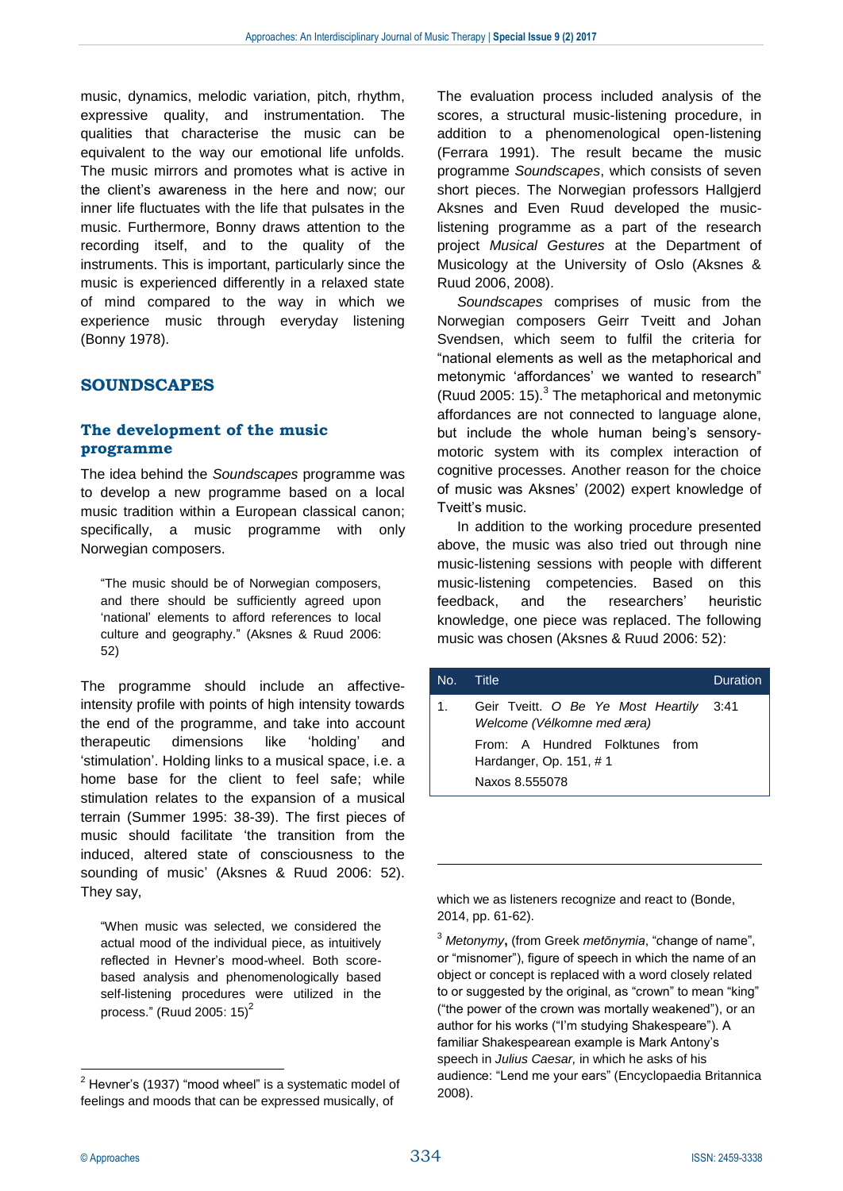music, dynamics, melodic variation, pitch, rhythm, expressive quality, and instrumentation. The qualities that characterise the music can be equivalent to the way our emotional life unfolds. The music mirrors and promotes what is active in the client's awareness in the here and now; our inner life fluctuates with the life that pulsates in the music. Furthermore, Bonny draws attention to the recording itself, and to the quality of the instruments. This is important, particularly since the music is experienced differently in a relaxed state of mind compared to the way in which we experience music through everyday listening (Bonny 1978).

## SOUNDSCAPES

### The development of the music programme

The idea behind the *Soundscapes* programme was to develop a new programme based on a local music tradition within a European classical canon; specifically, a music programme with only Norwegian composers.

> "The music should be of Norwegian composers, and there should be sufficiently agreed upon 'national' elements to afford references to local culture and geography." (Aksnes & Ruud 2006: 52)

The programme should include an affective-intensity profile with points of high intensity towards the end of the programme, and take into account therapeutic dimensions like 'holding' and 'stimulation'. Holding links to a musical space, i.e. a home base for the client to feel safe; while stimulation relates to the expansion of a musical terrain (Summer 1995: 38-39). The first pieces of music should facilitate 'the transition from the induced, altered state of consciousness to the sounding of music' (Aksnes & Ruud 2006: 52). They say,

> "When music was selected, we considered the actual mood of the individual piece, as intuitively reflected in Hevner's mood-wheel. Both score-based analysis and phenomenologically based self-listening procedures were utilized in the process." (Ruud 2005: 15)[2]

The evaluation process included analysis of the scores, a structural music-listening procedure, in addition to a phenomenological open-listening (Ferrara 1991). The result became the music programme *Soundscapes*, which consists of seven short pieces. The Norwegian professors Hallgjerd Aksnes and Even Ruud developed the music-listening programme as a part of the research project *Musical Gestures* at the Department of Musicology at the University of Oslo (Aksnes & Ruud 2006, 2008).

*Soundscapes* comprises of music from the Norwegian composers Geirr Tveitt and Johan Svendsen, which seem to fulfil the criteria for "national elements as well as the metaphorical and metonymic 'affordances' we wanted to research" (Ruud 2005: 15).[3] The metaphorical and metonymic affordances are not connected to language alone, but include the whole human being's sensory-motoric system with its complex interaction of cognitive processes. Another reason for the choice of music was Aksnes' (2002) expert knowledge of Tveitt's music.

In addition to the working procedure presented above, the music was also tried out through nine music-listening sessions with people with different music-listening competencies. Based on this feedback, and the researchers' heuristic knowledge, one piece was replaced. The following music was chosen (Aksnes & Ruud 2006: 52):

| No. | Title | Duration |
|---|---|---|
| 1. | Geir Tveitt. *O Be Ye Most Heartily Welcome (Vélkomne med æra)*<br>From: A Hundred Folktunes from Hardanger, Op. 151, # 1<br>Naxos 8.555078 | 3:41 |

---

[2] Hevner's (1937) "mood wheel" is a systematic model of feelings and moods that can be expressed musically, of which we as listeners recognize and react to (Bonde, 2014, pp. 61-62).

[3] *Metonymy*, (from Greek *metōnymia*, "change of name", or "misnomer"), figure of speech in which the name of an object or concept is replaced with a word closely related to or suggested by the original, as "crown" to mean "king" ("the power of the crown was mortally weakened"), or an author for his works ("I'm studying Shakespeare"). A familiar Shakespearean example is Mark Antony's speech in *Julius Caesar,* in which he asks of his audience: "Lend me your ears" (Encyclopaedia Britannica 2008).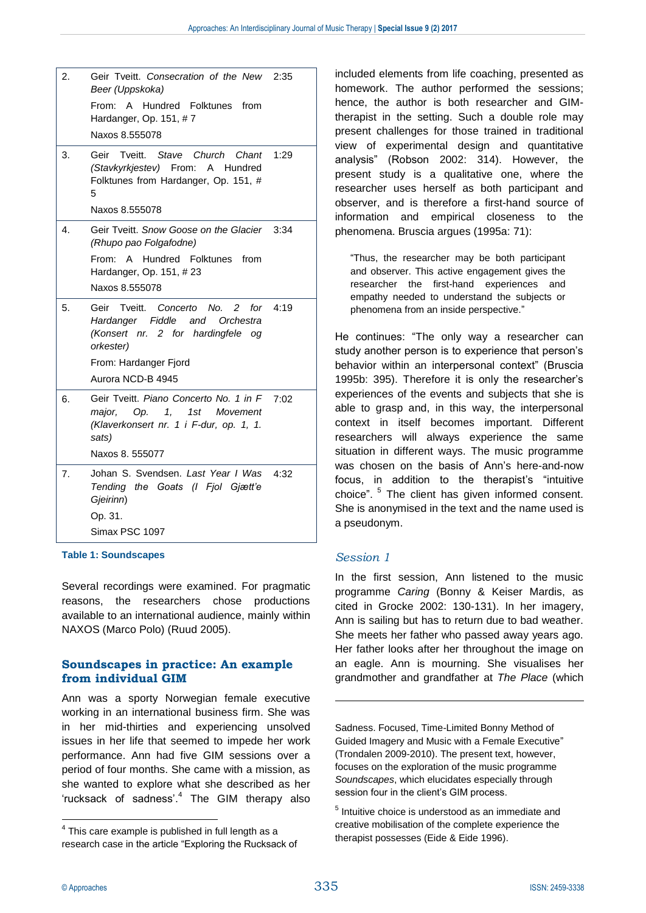| | | |
|---|---|---|
| 2. | Geir Tveitt. *Consecration of the New Beer (Uppskoka)*<br>From: A Hundred Folktunes from Hardanger, Op. 151, # 7<br>Naxos 8.555078 | 2:35 |
| 3. | Geir Tveitt. *Stave Church Chant (Stavkyrkjestev)* From: A Hundred Folktunes from Hardanger, Op. 151, # 5<br>Naxos 8.555078 | 1:29 |
| 4. | Geir Tveitt. *Snow Goose on the Glacier (Rhupo pao Folgafodne)*<br>From: A Hundred Folktunes from Hardanger, Op. 151, # 23<br>Naxos 8.555078 | 3:34 |
| 5. | Geir Tveitt. *Concerto No. 2 for Hardanger Fiddle and Orchestra (Konsert nr. 2 for hardingfele og orkester)*<br>From: Hardanger Fjord<br>Aurora NCD-B 4945 | 4:19 |
| 6. | Geir Tveitt. *Piano Concerto No. 1 in F major, Op. 1, 1st Movement (Klaverkonsert nr. 1 i F-dur, op. 1, 1. sats)*<br>Naxos 8. 555077 | 7:02 |
| 7. | Johan S. Svendsen. *Last Year I Was Tending the Goats (I Fjol Gjætt'e Gjeirinn)*<br>Op. 31.<br>Simax PSC 1097 | 4:32 |

**Table 1: Soundscapes**

Several recordings were examined. For pragmatic reasons, the researchers chose productions available to an international audience, mainly within NAXOS (Marco Polo) (Ruud 2005).

## Soundscapes in practice: An example from individual GIM

Ann was a sporty Norwegian female executive working in an international business firm. She was in her mid-thirties and experiencing unsolved issues in her life that seemed to impede her work performance. Ann had five GIM sessions over a period of four months. She came with a mission, as she wanted to explore what she described as her 'rucksack of sadness'.[4] The GIM therapy also included elements from life coaching, presented as homework. The author performed the sessions; hence, the author is both researcher and GIM-therapist in the setting. Such a double role may present challenges for those trained in traditional view of experimental design and quantitative analysis" (Robson 2002: 314). However, the present study is a qualitative one, where the researcher uses herself as both participant and observer, and is therefore a first-hand source of information and empirical closeness to the phenomena. Bruscia argues (1995a: 71):

> "Thus, the researcher may be both participant and observer. This active engagement gives the researcher the first-hand experiences and empathy needed to understand the subjects or phenomena from an inside perspective."

He continues: "The only way a researcher can study another person is to experience that person's behavior within an interpersonal context" (Bruscia 1995b: 395). Therefore it is only the researcher's experiences of the events and subjects that she is able to grasp and, in this way, the interpersonal context in itself becomes important. Different researchers will always experience the same situation in different ways. The music programme was chosen on the basis of Ann's here-and-now focus, in addition to the therapist's "intuitive choice".[5] The client has given informed consent. She is anonymised in the text and the name used is a pseudonym.

### *Session 1*

In the first session, Ann listened to the music programme *Caring* (Bonny & Keiser Mardis, as cited in Grocke 2002: 130-131). In her imagery, Ann is sailing but has to return due to bad weather. She meets her father who passed away years ago. Her father looks after her throughout the image on an eagle. Ann is mourning. She visualises her grandmother and grandfather at *The Place* (which

---

[4] This care example is published in full length as a research case in the article "Exploring the Rucksack of Sadness. Focused, Time-Limited Bonny Method of Guided Imagery and Music with a Female Executive" (Trondalen 2009-2010). The present text, however, focuses on the exploration of the music programme *Soundscapes*, which elucidates especially through session four in the client's GIM process.

[5] Intuitive choice is understood as an immediate and creative mobilisation of the complete experience the therapist possesses (Eide & Eide 1996).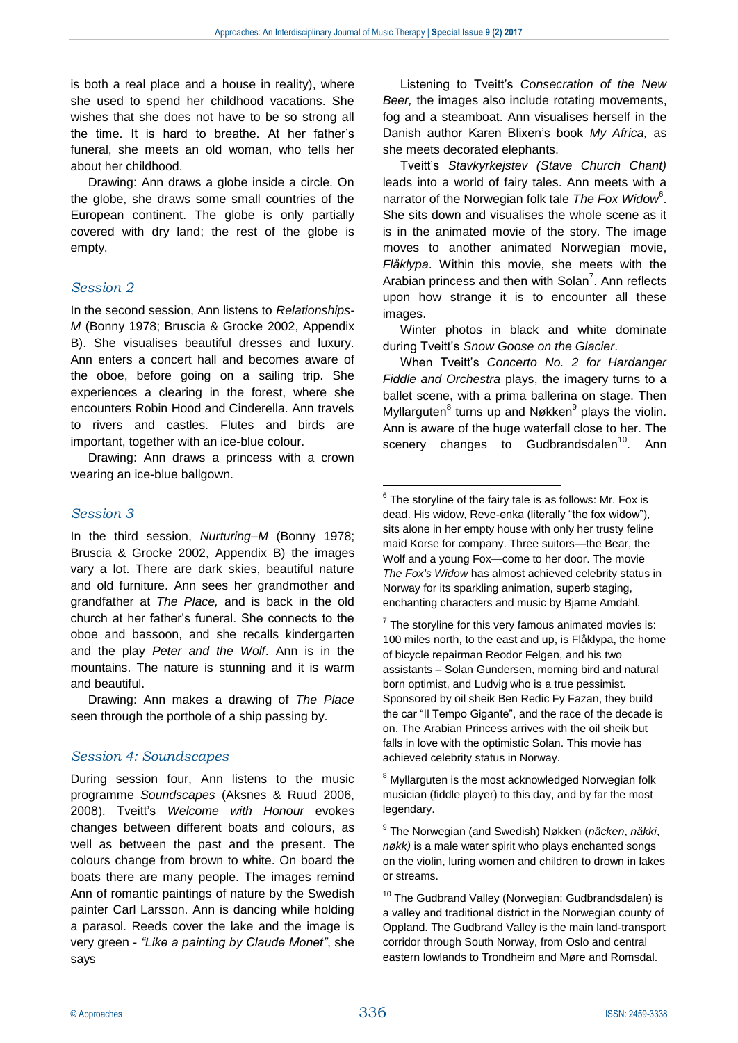is both a real place and a house in reality), where she used to spend her childhood vacations. She wishes that she does not have to be so strong all the time. It is hard to breathe. At her father's funeral, she meets an old woman, who tells her about her childhood.

Drawing: Ann draws a globe inside a circle. On the globe, she draws some small countries of the European continent. The globe is only partially covered with dry land; the rest of the globe is empty.

### *Session 2*

In the second session, Ann listens to *Relationships-M* (Bonny 1978; Bruscia & Grocke 2002, Appendix B). She visualises beautiful dresses and luxury. Ann enters a concert hall and becomes aware of the oboe, before going on a sailing trip. She experiences a clearing in the forest, where she encounters Robin Hood and Cinderella. Ann travels to rivers and castles. Flutes and birds are important, together with an ice-blue colour.

Drawing: Ann draws a princess with a crown wearing an ice-blue ballgown.

### *Session 3*

In the third session, *Nurturing–M* (Bonny 1978; Bruscia & Grocke 2002, Appendix B) the images vary a lot. There are dark skies, beautiful nature and old furniture. Ann sees her grandmother and grandfather at *The Place,* and is back in the old church at her father's funeral. She connects to the oboe and bassoon, and she recalls kindergarten and the play *Peter and the Wolf*. Ann is in the mountains. The nature is stunning and it is warm and beautiful.

Drawing: Ann makes a drawing of *The Place* seen through the porthole of a ship passing by.

### *Session 4: Soundscapes*

During session four, Ann listens to the music programme *Soundscapes* (Aksnes & Ruud 2006, 2008). Tveitt's *Welcome with Honour* evokes changes between different boats and colours, as well as between the past and the present. The colours change from brown to white. On board the boats there are many people. The images remind Ann of romantic paintings of nature by the Swedish painter Carl Larsson. Ann is dancing while holding a parasol. Reeds cover the lake and the image is very green - *"Like a painting by Claude Monet"*, she says

Listening to Tveitt's *Consecration of the New Beer,* the images also include rotating movements, fog and a steamboat. Ann visualises herself in the Danish author Karen Blixen's book *My Africa,* as she meets decorated elephants.

Tveitt's *Stavkyrkejstev (Stave Church Chant)* leads into a world of fairy tales. Ann meets with a narrator of the Norwegian folk tale *The Fox Widow*[6]. She sits down and visualises the whole scene as it is in the animated movie of the story. The image moves to another animated Norwegian movie, *Flåklypa*. Within this movie, she meets with the Arabian princess and then with Solan[7]. Ann reflects upon how strange it is to encounter all these images.

Winter photos in black and white dominate during Tveitt's *Snow Goose on the Glacier*.

When Tveitt's *Concerto No. 2 for Hardanger Fiddle and Orchestra* plays, the imagery turns to a ballet scene, with a prima ballerina on stage. Then Myllarguten[8] turns up and Nøkken[9] plays the violin. Ann is aware of the huge waterfall close to her. The scenery changes to Gudbrandsdalen[10]. Ann

---

[6] The storyline of the fairy tale is as follows: Mr. Fox is dead. His widow, Reve-enka (literally "the fox widow"), sits alone in her empty house with only her trusty feline maid Korse for company. Three suitors—the Bear, the Wolf and a young Fox—come to her door. The movie *The Fox's Widow* has almost achieved celebrity status in Norway for its sparkling animation, superb staging, enchanting characters and music by Bjarne Amdahl.

[7] The storyline for this very famous animated movies is: 100 miles north, to the east and up, is Flåklypa, the home of bicycle repairman Reodor Felgen, and his two assistants – Solan Gundersen, morning bird and natural born optimist, and Ludvig who is a true pessimist. Sponsored by oil sheik Ben Redic Fy Fazan, they build the car "Il Tempo Gigante", and the race of the decade is on. The Arabian Princess arrives with the oil sheik but falls in love with the optimistic Solan. This movie has achieved celebrity status in Norway.

[8] Myllarguten is the most acknowledged Norwegian folk musician (fiddle player) to this day, and by far the most legendary.

[9] The Norwegian (and Swedish) Nøkken (*näcken*, *näkki*, *nøkk)* is a male water spirit who plays enchanted songs on the violin, luring women and children to drown in lakes or streams.

[10] The Gudbrand Valley (Norwegian: Gudbrandsdalen) is a valley and traditional district in the Norwegian county of Oppland. The Gudbrand Valley is the main land-transport corridor through South Norway, from Oslo and central eastern lowlands to Trondheim and Møre and Romsdal.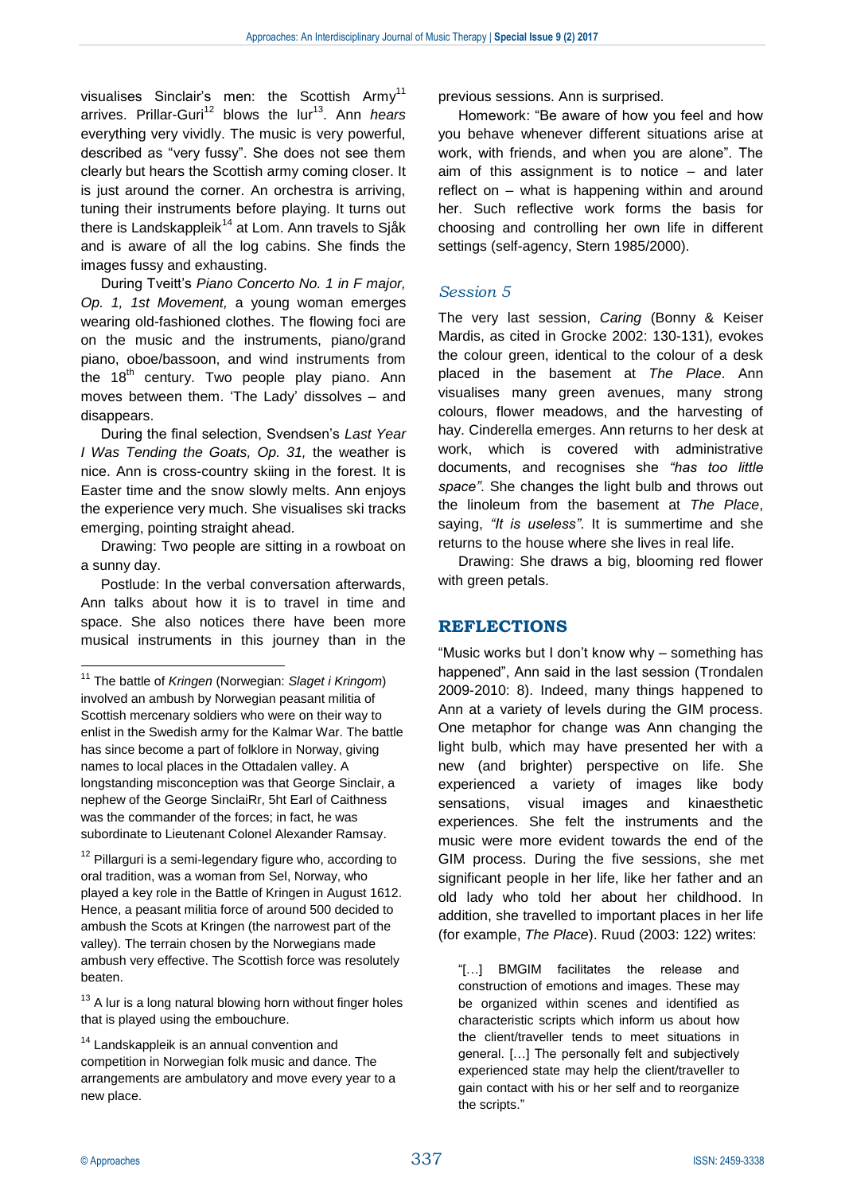visualises Sinclair's men: the Scottish Army[11] arrives. Prillar-Guri[12] blows the lur[13]. Ann *hears* everything very vividly. The music is very powerful, described as "very fussy". She does not see them clearly but hears the Scottish army coming closer. It is just around the corner. An orchestra is arriving, tuning their instruments before playing. It turns out there is Landskappleik[14] at Lom. Ann travels to Sjåk and is aware of all the log cabins. She finds the images fussy and exhausting.

During Tveitt's *Piano Concerto No. 1 in F major, Op. 1, 1st Movement,* a young woman emerges wearing old-fashioned clothes. The flowing foci are on the music and the instruments, piano/grand piano, oboe/bassoon, and wind instruments from the 18th century. Two people play piano. Ann moves between them. 'The Lady' dissolves – and disappears.

During the final selection, Svendsen's *Last Year I Was Tending the Goats, Op. 31,* the weather is nice. Ann is cross-country skiing in the forest. It is Easter time and the snow slowly melts. Ann enjoys the experience very much. She visualises ski tracks emerging, pointing straight ahead.

Drawing: Two people are sitting in a rowboat on a sunny day.

Postlude: In the verbal conversation afterwards, Ann talks about how it is to travel in time and space. She also notices there have been more musical instruments in this journey than in the previous sessions. Ann is surprised.

Homework: "Be aware of how you feel and how you behave whenever different situations arise at work, with friends, and when you are alone". The aim of this assignment is to notice – and later reflect on – what is happening within and around her. Such reflective work forms the basis for choosing and controlling her own life in different settings (self-agency, Stern 1985/2000).

### *Session 5*

The very last session, *Caring* (Bonny & Keiser Mardis, as cited in Grocke 2002: 130-131), evokes the colour green, identical to the colour of a desk placed in the basement at *The Place*. Ann visualises many green avenues, many strong colours, flower meadows, and the harvesting of hay. Cinderella emerges. Ann returns to her desk at work, which is covered with administrative documents, and recognises she *"has too little space"*. She changes the light bulb and throws out the linoleum from the basement at *The Place*, saying, *"It is useless"*. It is summertime and she returns to the house where she lives in real life.

Drawing: She draws a big, blooming red flower with green petals.

## REFLECTIONS

"Music works but I don't know why – something has happened", Ann said in the last session (Trondalen 2009-2010: 8). Indeed, many things happened to Ann at a variety of levels during the GIM process. One metaphor for change was Ann changing the light bulb, which may have presented her with a new (and brighter) perspective on life. She experienced a variety of images like body sensations, visual images and kinaesthetic experiences. She felt the instruments and the music were more evident towards the end of the GIM process. During the five sessions, she met significant people in her life, like her father and an old lady who told her about her childhood. In addition, she travelled to important places in her life (for example, *The Place*). Ruud (2003: 122) writes:

> "[…] BMGIM facilitates the release and construction of emotions and images. These may be organized within scenes and identified as characteristic scripts which inform us about how the client/traveller tends to meet situations in general. […] The personally felt and subjectively experienced state may help the client/traveller to gain contact with his or her self and to reorganize the scripts."

---

[11] The battle of *Kringen* (Norwegian: *Slaget i Kringom*) involved an ambush by Norwegian peasant militia of Scottish mercenary soldiers who were on their way to enlist in the Swedish army for the Kalmar War. The battle has since become a part of folklore in Norway, giving names to local places in the Ottadalen valley. A longstanding misconception was that George Sinclair, a nephew of the George SinclaiRr, 5ht Earl of Caithness was the commander of the forces; in fact, he was subordinate to Lieutenant Colonel Alexander Ramsay.

[12] Pillarguri is a semi-legendary figure who, according to oral tradition, was a woman from Sel, Norway, who played a key role in the Battle of Kringen in August 1612. Hence, a peasant militia force of around 500 decided to ambush the Scots at Kringen (the narrowest part of the valley). The terrain chosen by the Norwegians made ambush very effective. The Scottish force was resolutely beaten.

[13] A lur is a long natural blowing horn without finger holes that is played using the embouchure.

[14] Landskappleik is an annual convention and competition in Norwegian folk music and dance. The arrangements are ambulatory and move every year to a new place.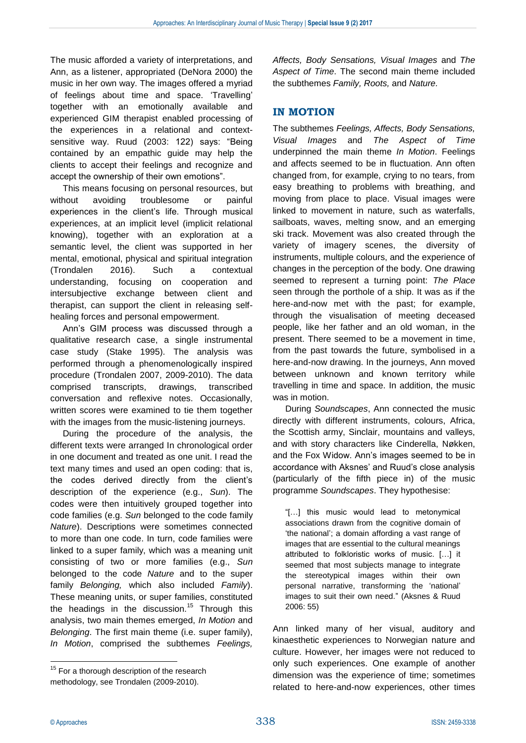The music afforded a variety of interpretations, and Ann, as a listener, appropriated (DeNora 2000) the music in her own way. The images offered a myriad of feelings about time and space. 'Travelling' together with an emotionally available and experienced GIM therapist enabled processing of the experiences in a relational and context-sensitive way. Ruud (2003: 122) says: "Being contained by an empathic guide may help the clients to accept their feelings and recognize and accept the ownership of their own emotions".

This means focusing on personal resources, but without avoiding troublesome or painful experiences in the client's life. Through musical experiences, at an implicit level (implicit relational knowing), together with an exploration at a semantic level, the client was supported in her mental, emotional, physical and spiritual integration (Trondalen 2016). Such a contextual understanding, focusing on cooperation and intersubjective exchange between client and therapist, can support the client in releasing self-healing forces and personal empowerment.

Ann's GIM process was discussed through a qualitative research case, a single instrumental case study (Stake 1995). The analysis was performed through a phenomenologically inspired procedure (Trondalen 2007, 2009-2010). The data comprised transcripts, drawings, transcribed conversation and reflexive notes. Occasionally, written scores were examined to tie them together with the images from the music-listening journeys.

During the procedure of the analysis, the different texts were arranged In chronological order in one document and treated as one unit. I read the text many times and used an open coding: that is, the codes derived directly from the client's description of the experience (e.g., *Sun*). The codes were then intuitively grouped together into code families (e.g. *Sun* belonged to the code family *Nature*). Descriptions were sometimes connected to more than one code. In turn, code families were linked to a super family, which was a meaning unit consisting of two or more families (e.g., *Sun* belonged to the code *Nature* and to the super family *Belonging,* which also included *Family*). These meaning units, or super families, constituted the headings in the discussion.[15] Through this analysis, two main themes emerged, *In Motion* and *Belonging*. The first main theme (i.e. super family), *In Motion*, comprised the subthemes *Feelings, Affects, Body Sensations, Visual Images* and *The Aspect of Time*. The second main theme included the subthemes *Family, Roots,* and *Nature.*

## IN MOTION

The subthemes *Feelings, Affects, Body Sensations, Visual Images* and *The Aspect of Time* underpinned the main theme *In Motion*. Feelings and affects seemed to be in fluctuation. Ann often changed from, for example, crying to no tears, from easy breathing to problems with breathing, and moving from place to place. Visual images were linked to movement in nature, such as waterfalls, sailboats, waves, melting snow, and an emerging ski track. Movement was also created through the variety of imagery scenes, the diversity of instruments, multiple colours, and the experience of changes in the perception of the body. One drawing seemed to represent a turning point: *The Place* seen through the porthole of a ship. It was as if the here-and-now met with the past; for example, through the visualisation of meeting deceased people, like her father and an old woman, in the present. There seemed to be a movement in time, from the past towards the future, symbolised in a here-and-now drawing. In the journeys, Ann moved between unknown and known territory while travelling in time and space. In addition, the music was in motion.

During *Soundscapes*, Ann connected the music directly with different instruments, colours, Africa, the Scottish army, Sinclair, mountains and valleys, and with story characters like Cinderella, Nøkken, and the Fox Widow. Ann's images seemed to be in accordance with Aksnes' and Ruud's close analysis (particularly of the fifth piece in) of the music programme *Soundscapes*. They hypothesise:

> "[…] this music would lead to metonymical associations drawn from the cognitive domain of 'the national'; a domain affording a vast range of images that are essential to the cultural meanings attributed to folkloristic works of music. […] it seemed that most subjects manage to integrate the stereotypical images within their own personal narrative, transforming the 'national' images to suit their own need." (Aksnes & Ruud 2006: 55)

Ann linked many of her visual, auditory and kinaesthetic experiences to Norwegian nature and culture. However, her images were not reduced to only such experiences. One example of another dimension was the experience of time; sometimes related to here-and-now experiences, other times

[15] For a thorough description of the research methodology, see Trondalen (2009-2010).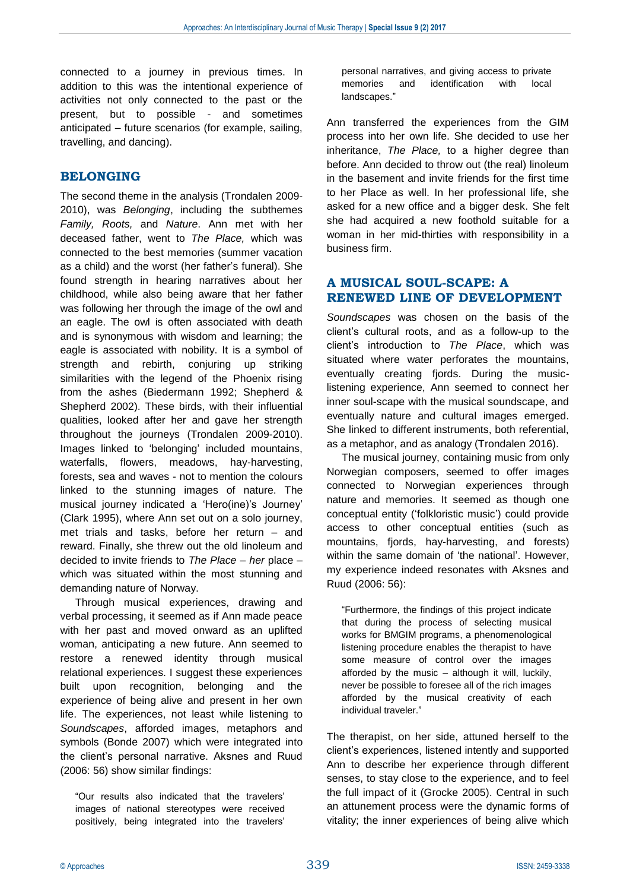connected to a journey in previous times. In addition to this was the intentional experience of activities not only connected to the past or the present, but to possible - and sometimes anticipated – future scenarios (for example, sailing, travelling, and dancing).

## BELONGING

The second theme in the analysis (Trondalen 2009-2010), was *Belonging*, including the subthemes *Family, Roots,* and *Nature*. Ann met with her deceased father, went to *The Place,* which was connected to the best memories (summer vacation as a child) and the worst (her father's funeral). She found strength in hearing narratives about her childhood, while also being aware that her father was following her through the image of the owl and an eagle. The owl is often associated with death and is synonymous with wisdom and learning; the eagle is associated with nobility. It is a symbol of strength and rebirth, conjuring up striking similarities with the legend of the Phoenix rising from the ashes (Biedermann 1992; Shepherd & Shepherd 2002). These birds, with their influential qualities, looked after her and gave her strength throughout the journeys (Trondalen 2009-2010). Images linked to 'belonging' included mountains, waterfalls, flowers, meadows, hay-harvesting, forests, sea and waves - not to mention the colours linked to the stunning images of nature. The musical journey indicated a 'Hero(ine)'s Journey' (Clark 1995), where Ann set out on a solo journey, met trials and tasks, before her return – and reward. Finally, she threw out the old linoleum and decided to invite friends to *The Place* – *her* place – which was situated within the most stunning and demanding nature of Norway.

Through musical experiences, drawing and verbal processing, it seemed as if Ann made peace with her past and moved onward as an uplifted woman, anticipating a new future. Ann seemed to restore a renewed identity through musical relational experiences. I suggest these experiences built upon recognition, belonging and the experience of being alive and present in her own life. The experiences, not least while listening to *Soundscapes*, afforded images, metaphors and symbols (Bonde 2007) which were integrated into the client's personal narrative. Aksnes and Ruud (2006: 56) show similar findings:

> "Our results also indicated that the travelers' images of national stereotypes were received positively, being integrated into the travelers' personal narratives, and giving access to private memories and identification with local landscapes."

Ann transferred the experiences from the GIM process into her own life. She decided to use her inheritance, *The Place,* to a higher degree than before. Ann decided to throw out (the real) linoleum in the basement and invite friends for the first time to her Place as well. In her professional life, she asked for a new office and a bigger desk. She felt she had acquired a new foothold suitable for a woman in her mid-thirties with responsibility in a business firm.

## A MUSICAL SOUL-SCAPE: A RENEWED LINE OF DEVELOPMENT

*Soundscapes* was chosen on the basis of the client's cultural roots, and as a follow-up to the client's introduction to *The Place*, which was situated where water perforates the mountains, eventually creating fjords. During the music-listening experience, Ann seemed to connect her inner soul-scape with the musical soundscape, and eventually nature and cultural images emerged. She linked to different instruments, both referential, as a metaphor, and as analogy (Trondalen 2016).

The musical journey, containing music from only Norwegian composers, seemed to offer images connected to Norwegian experiences through nature and memories. It seemed as though one conceptual entity ('folkloristic music') could provide access to other conceptual entities (such as mountains, fjords, hay-harvesting, and forests) within the same domain of 'the national'. However, my experience indeed resonates with Aksnes and Ruud (2006: 56):

> "Furthermore, the findings of this project indicate that during the process of selecting musical works for BMGIM programs, a phenomenological listening procedure enables the therapist to have some measure of control over the images afforded by the music – although it will, luckily, never be possible to foresee all of the rich images afforded by the musical creativity of each individual traveler."

The therapist, on her side, attuned herself to the client's experiences, listened intently and supported Ann to describe her experience through different senses, to stay close to the experience, and to feel the full impact of it (Grocke 2005). Central in such an attunement process were the dynamic forms of vitality; the inner experiences of being alive which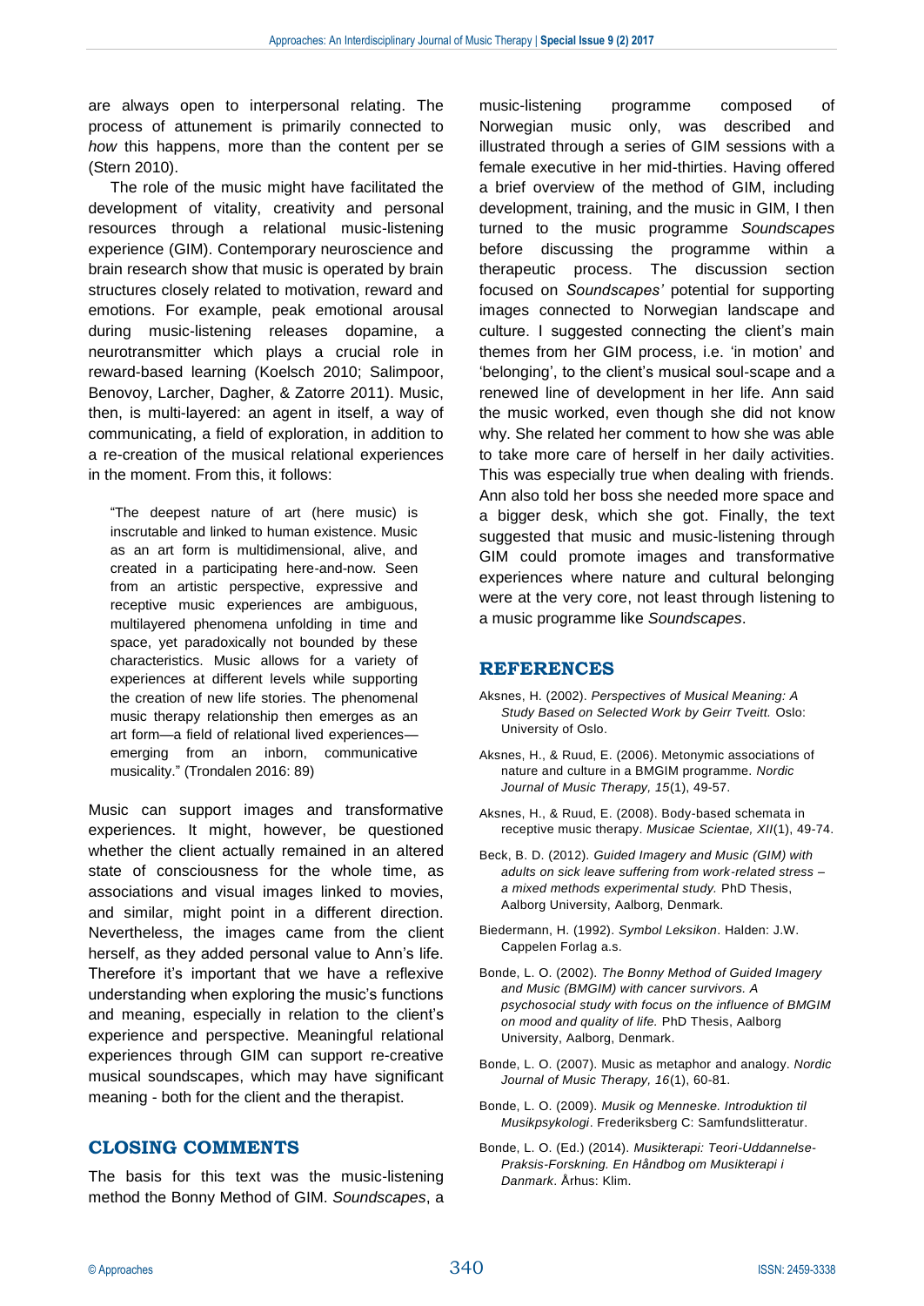are always open to interpersonal relating. The process of attunement is primarily connected to *how* this happens, more than the content per se (Stern 2010).

The role of the music might have facilitated the development of vitality, creativity and personal resources through a relational music-listening experience (GIM). Contemporary neuroscience and brain research show that music is operated by brain structures closely related to motivation, reward and emotions. For example, peak emotional arousal during music-listening releases dopamine, a neurotransmitter which plays a crucial role in reward-based learning (Koelsch 2010; Salimpoor, Benovoy, Larcher, Dagher, & Zatorre 2011). Music, then, is multi-layered: an agent in itself, a way of communicating, a field of exploration, in addition to a re-creation of the musical relational experiences in the moment. From this, it follows:

> "The deepest nature of art (here music) is inscrutable and linked to human existence. Music as an art form is multidimensional, alive, and created in a participating here-and-now. Seen from an artistic perspective, expressive and receptive music experiences are ambiguous, multilayered phenomena unfolding in time and space, yet paradoxically not bounded by these characteristics. Music allows for a variety of experiences at different levels while supporting the creation of new life stories. The phenomenal music therapy relationship then emerges as an art form—a field of relational lived experiences—emerging from an inborn, communicative musicality." (Trondalen 2016: 89)

Music can support images and transformative experiences. It might, however, be questioned whether the client actually remained in an altered state of consciousness for the whole time, as associations and visual images linked to movies, and similar, might point in a different direction. Nevertheless, the images came from the client herself, as they added personal value to Ann's life. Therefore it's important that we have a reflexive understanding when exploring the music's functions and meaning, especially in relation to the client's experience and perspective. Meaningful relational experiences through GIM can support re-creative musical soundscapes, which may have significant meaning - both for the client and the therapist.

## CLOSING COMMENTS

The basis for this text was the music-listening method the Bonny Method of GIM. *Soundscapes*, a music-listening programme composed of Norwegian music only, was described and illustrated through a series of GIM sessions with a female executive in her mid-thirties. Having offered a brief overview of the method of GIM, including development, training, and the music in GIM, I then turned to the music programme *Soundscapes* before discussing the programme within a therapeutic process. The discussion section focused on *Soundscapes'* potential for supporting images connected to Norwegian landscape and culture. I suggested connecting the client's main themes from her GIM process, i.e. 'in motion' and 'belonging', to the client's musical soul-scape and a renewed line of development in her life. Ann said the music worked, even though she did not know why. She related her comment to how she was able to take more care of herself in her daily activities. This was especially true when dealing with friends. Ann also told her boss she needed more space and a bigger desk, which she got. Finally, the text suggested that music and music-listening through GIM could promote images and transformative experiences where nature and cultural belonging were at the very core, not least through listening to a music programme like *Soundscapes*.

## REFERENCES

Aksnes, H. (2002). *Perspectives of Musical Meaning: A Study Based on Selected Work by Geirr Tveitt.* Oslo: University of Oslo.

Aksnes, H., & Ruud, E. (2006). Metonymic associations of nature and culture in a BMGIM programme. *Nordic Journal of Music Therapy, 15*(1), 49-57.

Aksnes, H., & Ruud, E. (2008). Body-based schemata in receptive music therapy. *Musicae Scientae, XII*(1), 49-74.

Beck, B. D. (2012). *Guided Imagery and Music (GIM) with adults on sick leave suffering from work-related stress – a mixed methods experimental study.* PhD Thesis, Aalborg University, Aalborg, Denmark.

Biedermann, H. (1992). *Symbol Leksikon*. Halden: J.W. Cappelen Forlag a.s.

Bonde, L. O. (2002). *The Bonny Method of Guided Imagery and Music (BMGIM) with cancer survivors. A psychosocial study with focus on the influence of BMGIM on mood and quality of life.* PhD Thesis, Aalborg University, Aalborg, Denmark.

Bonde, L. O. (2007). Music as metaphor and analogy. *Nordic Journal of Music Therapy, 16*(1), 60-81.

Bonde, L. O. (2009). *Musik og Menneske. Introduktion til Musikpsykologi*. Frederiksberg C: Samfundslitteratur.

Bonde, L. O. (Ed.) (2014). *Musikterapi: Teori-Uddannelse-Praksis-Forskning. En Håndbog om Musikterapi i Danmark*. Århus: Klim.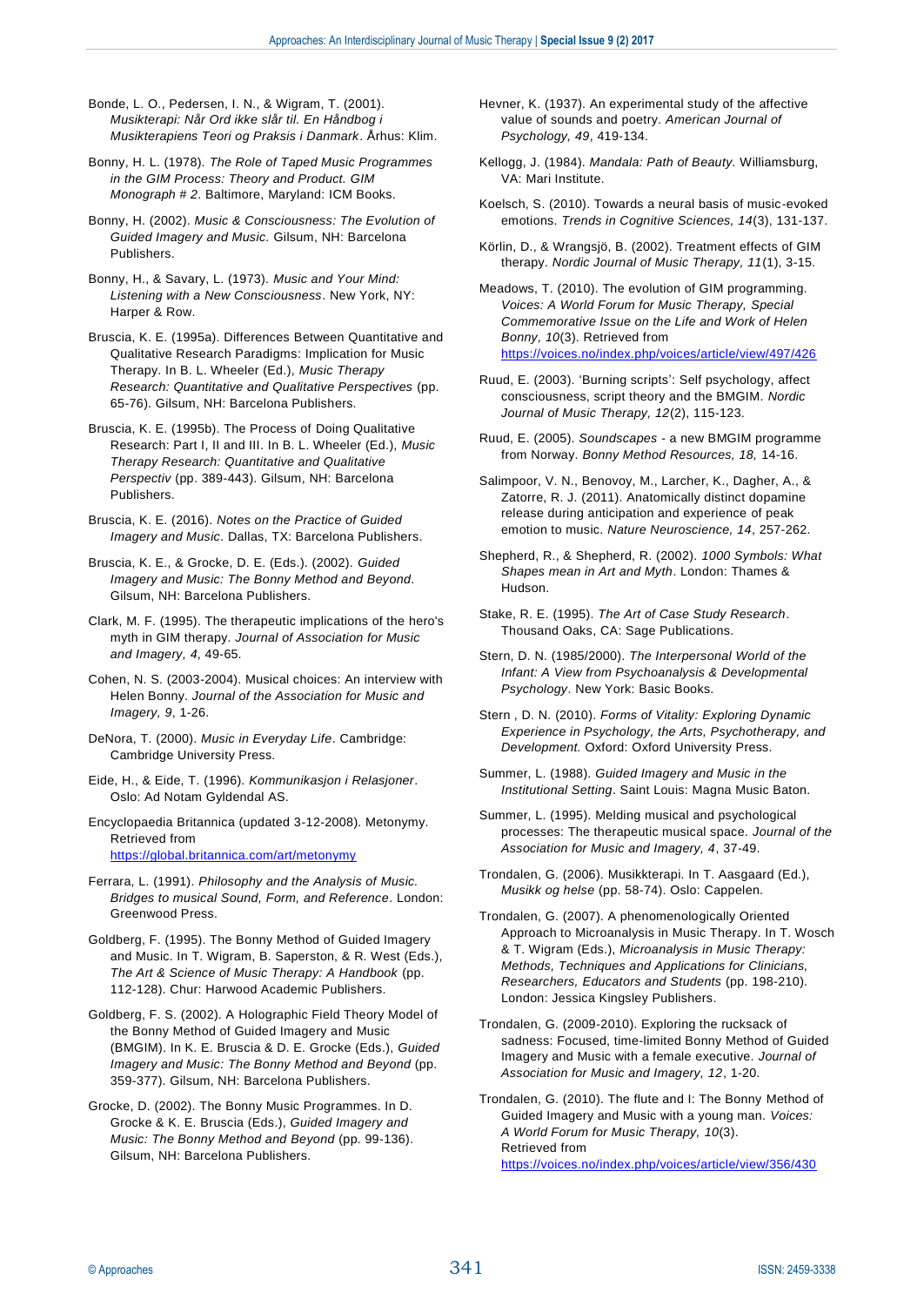Bonde, L. O., Pedersen, I. N., & Wigram, T. (2001). *Musikterapi: Når Ord ikke slår til. En Håndbog i Musikterapiens Teori og Praksis i Danmark*. Århus: Klim.

Bonny, H. L. (1978). *The Role of Taped Music Programmes in the GIM Process: Theory and Product. GIM Monograph # 2*. Baltimore, Maryland: ICM Books.

Bonny, H. (2002). *Music & Consciousness: The Evolution of Guided Imagery and Music.* Gilsum, NH: Barcelona Publishers.

Bonny, H., & Savary, L. (1973). *Music and Your Mind: Listening with a New Consciousness*. New York, NY: Harper & Row.

Bruscia, K. E. (1995a). Differences Between Quantitative and Qualitative Research Paradigms: Implication for Music Therapy. In B. L. Wheeler (Ed.), *Music Therapy Research: Quantitative and Qualitative Perspectives* (pp. 65-76). Gilsum, NH: Barcelona Publishers.

Bruscia, K. E. (1995b). The Process of Doing Qualitative Research: Part I, II and III. In B. L. Wheeler (Ed.), *Music Therapy Research: Quantitative and Qualitative Perspectiv* (pp. 389-443). Gilsum, NH: Barcelona Publishers.

Bruscia, K. E. (2016). *Notes on the Practice of Guided Imagery and Music*. Dallas, TX: Barcelona Publishers.

Bruscia, K. E., & Grocke, D. E. (Eds.). (2002). *Guided Imagery and Music: The Bonny Method and Beyond*. Gilsum, NH: Barcelona Publishers.

Clark, M. F. (1995). The therapeutic implications of the hero's myth in GIM therapy. *Journal of Association for Music and Imagery, 4*, 49-65.

Cohen, N. S. (2003-2004). Musical choices: An interview with Helen Bonny. *Journal of the Association for Music and Imagery, 9*, 1-26.

DeNora, T. (2000). *Music in Everyday Life*. Cambridge: Cambridge University Press.

Eide, H., & Eide, T. (1996). *Kommunikasjon i Relasjoner*. Oslo: Ad Notam Gyldendal AS.

Encyclopaedia Britannica (updated 3-12-2008). Metonymy. Retrieved from https://global.britannica.com/art/metonymy

Ferrara, L. (1991). *Philosophy and the Analysis of Music. Bridges to musical Sound, Form, and Reference*. London: Greenwood Press.

Goldberg, F. (1995). The Bonny Method of Guided Imagery and Music. In T. Wigram, B. Saperston, & R. West (Eds.), *The Art & Science of Music Therapy: A Handbook* (pp. 112-128). Chur: Harwood Academic Publishers.

Goldberg, F. S. (2002). A Holographic Field Theory Model of the Bonny Method of Guided Imagery and Music (BMGIM). In K. E. Bruscia & D. E. Grocke (Eds.), *Guided Imagery and Music: The Bonny Method and Beyond* (pp. 359-377). Gilsum, NH: Barcelona Publishers.

Grocke, D. (2002). The Bonny Music Programmes. In D. Grocke & K. E. Bruscia (Eds.), *Guided Imagery and Music: The Bonny Method and Beyond* (pp. 99-136). Gilsum, NH: Barcelona Publishers.

Hevner, K. (1937). An experimental study of the affective value of sounds and poetry. *American Journal of Psychology, 49*, 419-134.

Kellogg, J. (1984). *Mandala: Path of Beauty.* Williamsburg, VA: Mari Institute.

Koelsch, S. (2010). Towards a neural basis of music-evoked emotions. *Trends in Cognitive Sciences, 14*(3), 131-137.

Körlin, D., & Wrangsjö, B. (2002). Treatment effects of GIM therapy. *Nordic Journal of Music Therapy, 11*(1), 3-15.

Meadows, T. (2010). The evolution of GIM programming. *Voices: A World Forum for Music Therapy, Special Commemorative Issue on the Life and Work of Helen Bonny, 10*(3). Retrieved from https://voices.no/index.php/voices/article/view/497/426

Ruud, E. (2003). 'Burning scripts': Self psychology, affect consciousness, script theory and the BMGIM. *Nordic Journal of Music Therapy, 12*(2), 115-123.

Ruud, E. (2005). *Soundscapes* - a new BMGIM programme from Norway. *Bonny Method Resources, 18,* 14-16.

Salimpoor, V. N., Benovoy, M., Larcher, K., Dagher, A., & Zatorre, R. J. (2011). Anatomically distinct dopamine release during anticipation and experience of peak emotion to music. *Nature Neuroscience, 14*, 257-262.

Shepherd, R., & Shepherd, R. (2002). *1000 Symbols: What Shapes mean in Art and Myth*. London: Thames & Hudson.

Stake, R. E. (1995). *The Art of Case Study Research*. Thousand Oaks, CA: Sage Publications.

Stern, D. N. (1985/2000). *The Interpersonal World of the Infant: A View from Psychoanalysis & Developmental Psychology*. New York: Basic Books.

Stern , D. N. (2010). *Forms of Vitality: Exploring Dynamic Experience in Psychology, the Arts, Psychotherapy, and Development.* Oxford: Oxford University Press.

Summer, L. (1988). *Guided Imagery and Music in the Institutional Setting*. Saint Louis: Magna Music Baton.

Summer, L. (1995). Melding musical and psychological processes: The therapeutic musical space. *Journal of the Association for Music and Imagery, 4*, 37-49.

Trondalen, G. (2006). Musikkterapi. In T. Aasgaard (Ed.), *Musikk og helse* (pp. 58-74). Oslo: Cappelen.

Trondalen, G. (2007). A phenomenologically Oriented Approach to Microanalysis in Music Therapy. In T. Wosch & T. Wigram (Eds.), *Microanalysis in Music Therapy: Methods, Techniques and Applications for Clinicians, Researchers, Educators and Students* (pp. 198-210). London: Jessica Kingsley Publishers.

Trondalen, G. (2009-2010). Exploring the rucksack of sadness: Focused, time-limited Bonny Method of Guided Imagery and Music with a female executive. *Journal of Association for Music and Imagery, 12*, 1-20.

Trondalen, G. (2010). The flute and I: The Bonny Method of Guided Imagery and Music with a young man. *Voices: A World Forum for Music Therapy, 10*(3). Retrieved from https://voices.no/index.php/voices/article/view/356/430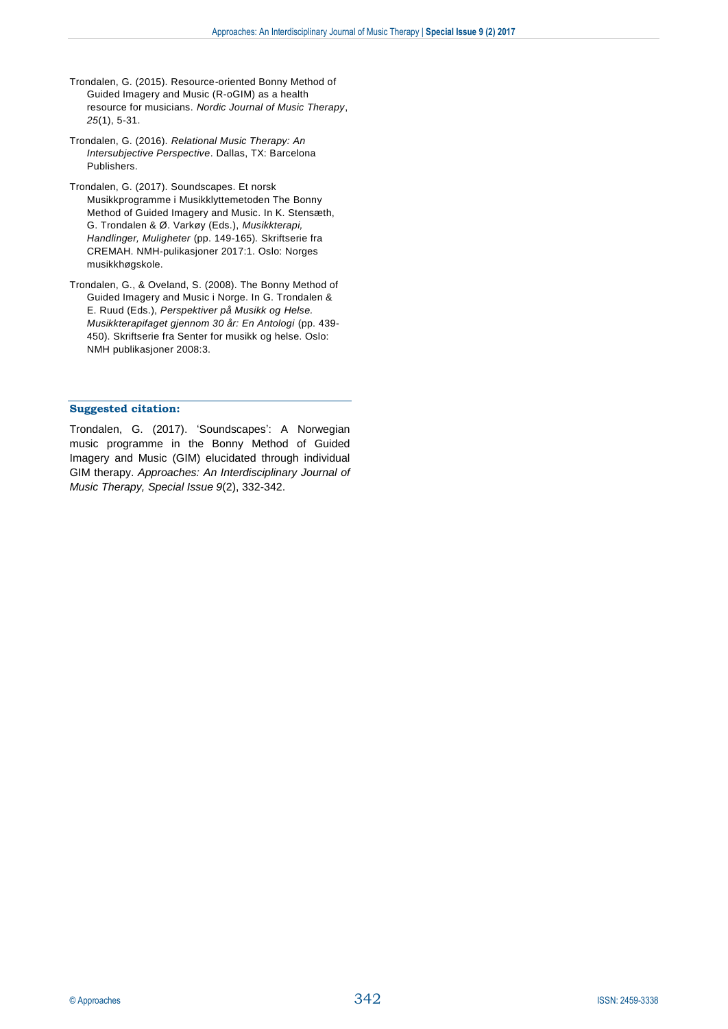Trondalen, G. (2015). Resource-oriented Bonny Method of Guided Imagery and Music (R-oGIM) as a health resource for musicians. *Nordic Journal of Music Therapy*, *25*(1), 5-31.

Trondalen, G. (2016). *Relational Music Therapy: An Intersubjective Perspective*. Dallas, TX: Barcelona Publishers.

Trondalen, G. (2017). Soundscapes. Et norsk Musikkprogramme i Musikklyttemetoden The Bonny Method of Guided Imagery and Music. In K. Stensæth, G. Trondalen & Ø. Varkøy (Eds.), *Musikkterapi, Handlinger, Muligheter* (pp. 149-165). Skriftserie fra CREMAH. NMH-pulikasjoner 2017:1. Oslo: Norges musikkhøgskole.

Trondalen, G., & Oveland, S. (2008). The Bonny Method of Guided Imagery and Music i Norge. In G. Trondalen & E. Ruud (Eds.), *Perspektiver på Musikk og Helse. Musikkterapifaget gjennom 30 år: En Antologi* (pp. 439-450). Skriftserie fra Senter for musikk og helse. Oslo: NMH publikasjoner 2008:3.

**Suggested citation:**

Trondalen, G. (2017). 'Soundscapes': A Norwegian music programme in the Bonny Method of Guided Imagery and Music (GIM) elucidated through individual GIM therapy. *Approaches: An Interdisciplinary Journal of Music Therapy, Special Issue 9*(2), 332-342.